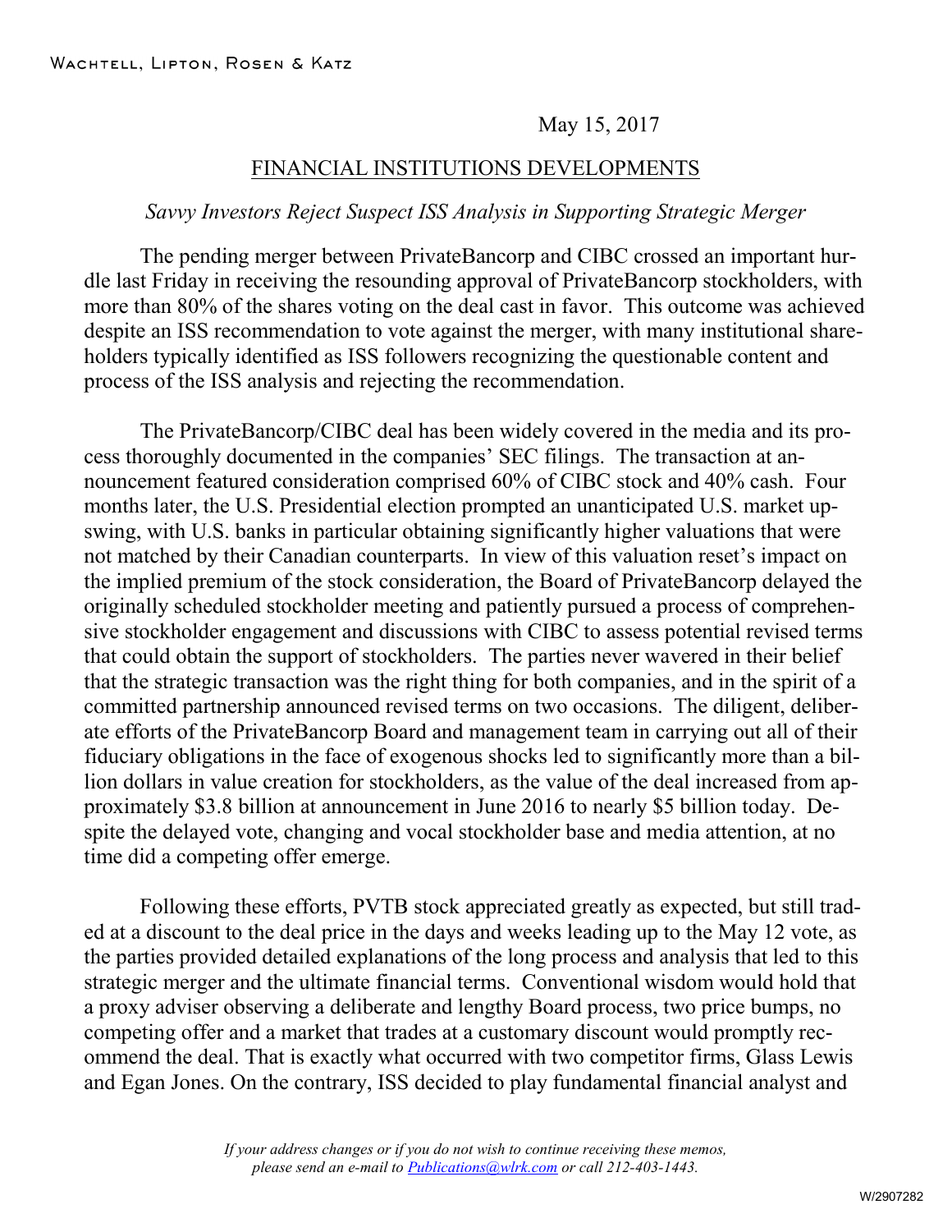Wachtell, Lipton, Rosen & Katz

May 15, 2017

FINANCIAL INSTITUTIONS DEVELOPMENTS

*Savvy Investors Reject Suspect ISS Analysis in Supporting Strategic Merger*

The pending merger between PrivateBancorp and CIBC crossed an important hurdle last Friday in receiving the resounding approval of PrivateBancorp stockholders, with more than 80% of the shares voting on the deal cast in favor. This outcome was achieved despite an ISS recommendation to vote against the merger, with many institutional shareholders typically identified as ISS followers recognizing the questionable content and process of the ISS analysis and rejecting the recommendation.

The PrivateBancorp/CIBC deal has been widely covered in the media and its process thoroughly documented in the companies' SEC filings. The transaction at announcement featured consideration comprised 60% of CIBC stock and 40% cash. Four months later, the U.S. Presidential election prompted an unanticipated U.S. market upswing, with U.S. banks in particular obtaining significantly higher valuations that were not matched by their Canadian counterparts. In view of this valuation reset's impact on the implied premium of the stock consideration, the Board of PrivateBancorp delayed the originally scheduled stockholder meeting and patiently pursued a process of comprehensive stockholder engagement and discussions with CIBC to assess potential revised terms that could obtain the support of stockholders. The parties never wavered in their belief that the strategic transaction was the right thing for both companies, and in the spirit of a committed partnership announced revised terms on two occasions. The diligent, deliberate efforts of the PrivateBancorp Board and management team in carrying out all of their fiduciary obligations in the face of exogenous shocks led to significantly more than a billion dollars in value creation for stockholders, as the value of the deal increased from approximately $3.8 billion at announcement in June 2016 to nearly $5 billion today. Despite the delayed vote, changing and vocal stockholder base and media attention, at no time did a competing offer emerge.

Following these efforts, PVTB stock appreciated greatly as expected, but still traded at a discount to the deal price in the days and weeks leading up to the May 12 vote, as the parties provided detailed explanations of the long process and analysis that led to this strategic merger and the ultimate financial terms. Conventional wisdom would hold that a proxy adviser observing a deliberate and lengthy Board process, two price bumps, no competing offer and a market that trades at a customary discount would promptly recommend the deal. That is exactly what occurred with two competitor firms, Glass Lewis and Egan Jones. On the contrary, ISS decided to play fundamental financial analyst and

*If your address changes or if you do not wish to continue receiving these memos, please send an e-mail to Publications@wlrk.com or call 212-403-1443.*

W/2907282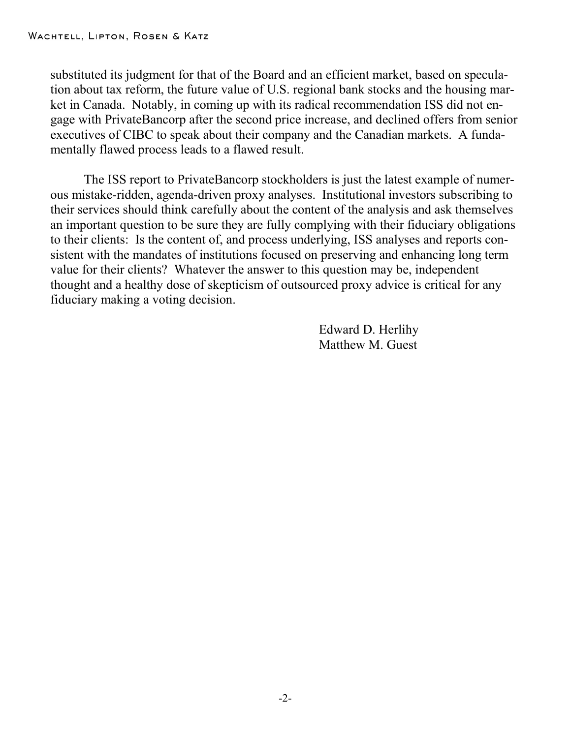substituted its judgment for that of the Board and an efficient market, based on speculation about tax reform, the future value of U.S. regional bank stocks and the housing market in Canada. Notably, in coming up with its radical recommendation ISS did not engage with PrivateBancorp after the second price increase, and declined offers from senior executives of CIBC to speak about their company and the Canadian markets. A fundamentally flawed process leads to a flawed result.

The ISS report to PrivateBancorp stockholders is just the latest example of numerous mistake-ridden, agenda-driven proxy analyses. Institutional investors subscribing to their services should think carefully about the content of the analysis and ask themselves an important question to be sure they are fully complying with their fiduciary obligations to their clients: Is the content of, and process underlying, ISS analyses and reports consistent with the mandates of institutions focused on preserving and enhancing long term value for their clients? Whatever the answer to this question may be, independent thought and a healthy dose of skepticism of outsourced proxy advice is critical for any fiduciary making a voting decision.

Edward D. Herlihy
Matthew M. Guest